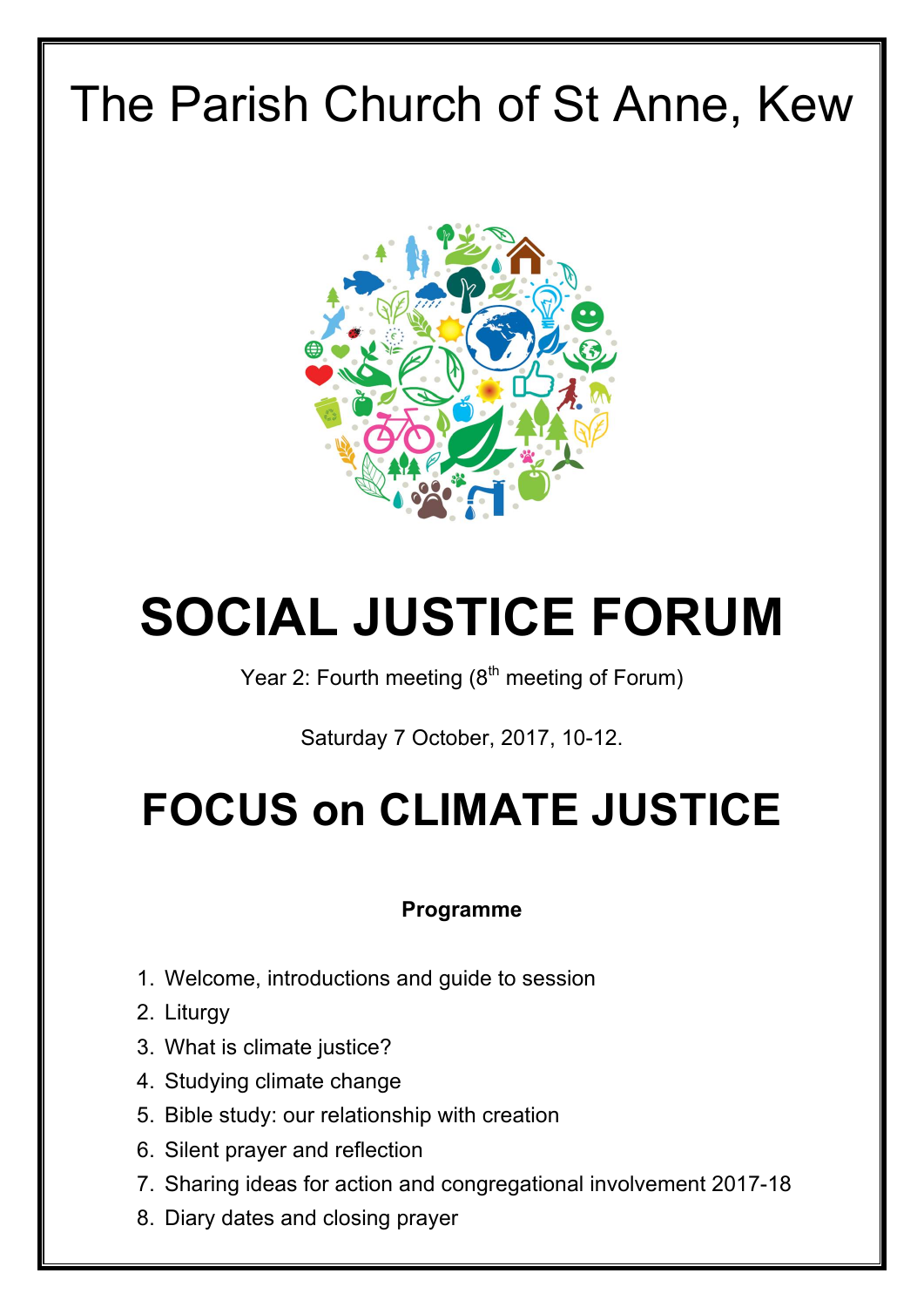# The Parish Church of St Anne, Kew

# SOCIAL JUSTICE FORUM

Year 2: Fourth meeting (8th meeting of Forum)

Saturday 7 October, 2017, 10-12.

# FOCUS on CLIMATE JUSTICE

**Programme**

1. Welcome, introductions and guide to session
2. Liturgy
3. What is climate justice?
4. Studying climate change
5. Bible study: our relationship with creation
6. Silent prayer and reflection
7. Sharing ideas for action and congregational involvement 2017-18
8. Diary dates and closing prayer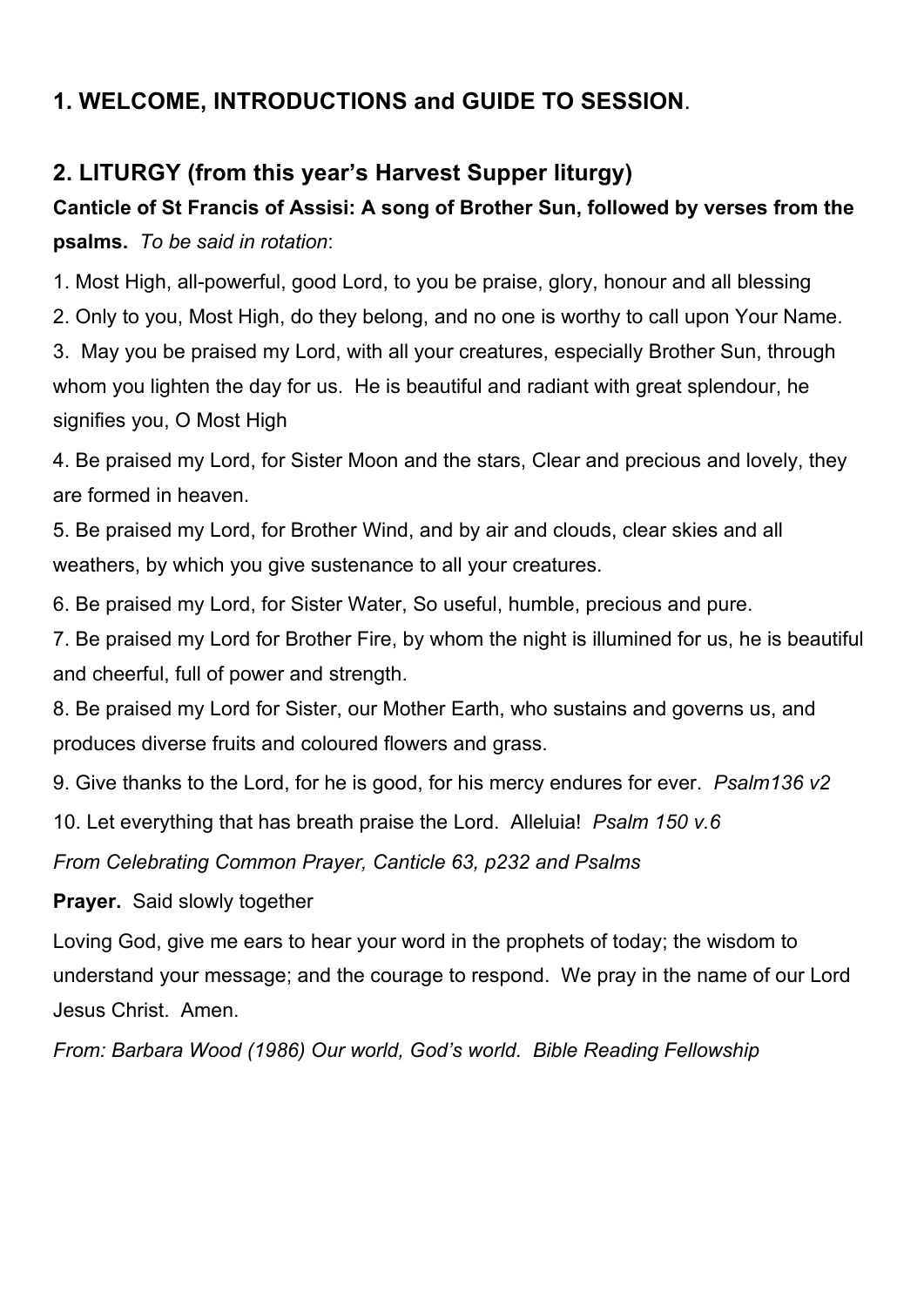## 1. WELCOME, INTRODUCTIONS and GUIDE TO SESSION.

## 2. LITURGY (from this year's Harvest Supper liturgy)

**Canticle of St Francis of Assisi: A song of Brother Sun, followed by verses from the psalms.** *To be said in rotation*:

1. Most High, all-powerful, good Lord, to you be praise, glory, honour and all blessing
2. Only to you, Most High, do they belong, and no one is worthy to call upon Your Name.
3. May you be praised my Lord, with all your creatures, especially Brother Sun, through whom you lighten the day for us. He is beautiful and radiant with great splendour, he signifies you, O Most High
4. Be praised my Lord, for Sister Moon and the stars, Clear and precious and lovely, they are formed in heaven.
5. Be praised my Lord, for Brother Wind, and by air and clouds, clear skies and all weathers, by which you give sustenance to all your creatures.
6. Be praised my Lord, for Sister Water, So useful, humble, precious and pure.
7. Be praised my Lord for Brother Fire, by whom the night is illumined for us, he is beautiful and cheerful, full of power and strength.
8. Be praised my Lord for Sister, our Mother Earth, who sustains and governs us, and produces diverse fruits and coloured flowers and grass.
9. Give thanks to the Lord, for he is good, for his mercy endures for ever. *Psalm136 v2*
10. Let everything that has breath praise the Lord. Alleluia! *Psalm 150 v.6*

*From Celebrating Common Prayer, Canticle 63, p232 and Psalms*

**Prayer.** Said slowly together

Loving God, give me ears to hear your word in the prophets of today; the wisdom to understand your message; and the courage to respond. We pray in the name of our Lord Jesus Christ. Amen.

*From: Barbara Wood (1986) Our world, God's world. Bible Reading Fellowship*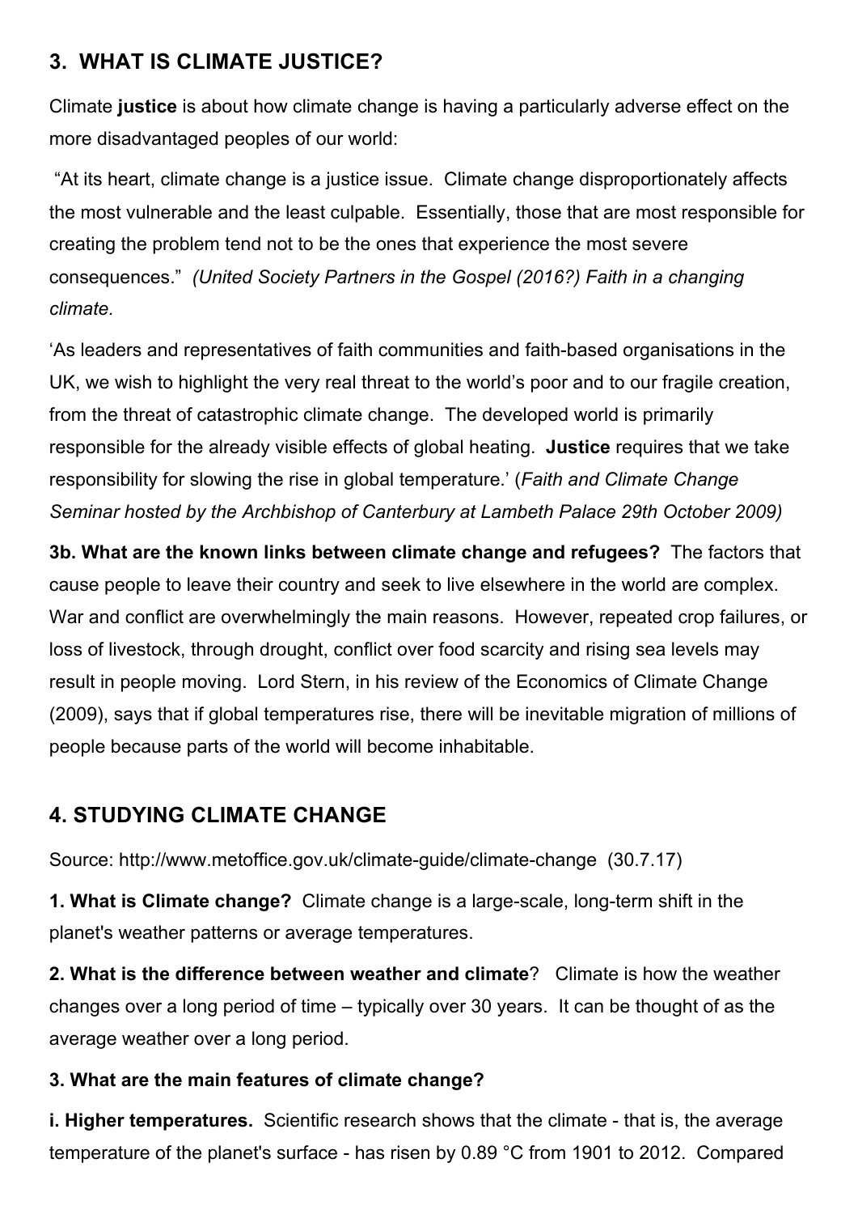## 3. WHAT IS CLIMATE JUSTICE?

Climate **justice** is about how climate change is having a particularly adverse effect on the more disadvantaged peoples of our world:

"At its heart, climate change is a justice issue. Climate change disproportionately affects the most vulnerable and the least culpable. Essentially, those that are most responsible for creating the problem tend not to be the ones that experience the most severe consequences." *(United Society Partners in the Gospel (2016?) Faith in a changing climate.*

'As leaders and representatives of faith communities and faith-based organisations in the UK, we wish to highlight the very real threat to the world's poor and to our fragile creation, from the threat of catastrophic climate change. The developed world is primarily responsible for the already visible effects of global heating. **Justice** requires that we take responsibility for slowing the rise in global temperature.' (*Faith and Climate Change Seminar hosted by the Archbishop of Canterbury at Lambeth Palace 29th October 2009)*

**3b. What are the known links between climate change and refugees?** The factors that cause people to leave their country and seek to live elsewhere in the world are complex. War and conflict are overwhelmingly the main reasons. However, repeated crop failures, or loss of livestock, through drought, conflict over food scarcity and rising sea levels may result in people moving. Lord Stern, in his review of the Economics of Climate Change (2009), says that if global temperatures rise, there will be inevitable migration of millions of people because parts of the world will become inhabitable.

## 4. STUDYING CLIMATE CHANGE

Source: http://www.metoffice.gov.uk/climate-guide/climate-change (30.7.17)

**1. What is Climate change?** Climate change is a large-scale, long-term shift in the planet's weather patterns or average temperatures.

**2. What is the difference between weather and climate**? Climate is how the weather changes over a long period of time – typically over 30 years. It can be thought of as the average weather over a long period.

**3. What are the main features of climate change?**

**i. Higher temperatures.** Scientific research shows that the climate - that is, the average temperature of the planet's surface - has risen by 0.89 °C from 1901 to 2012. Compared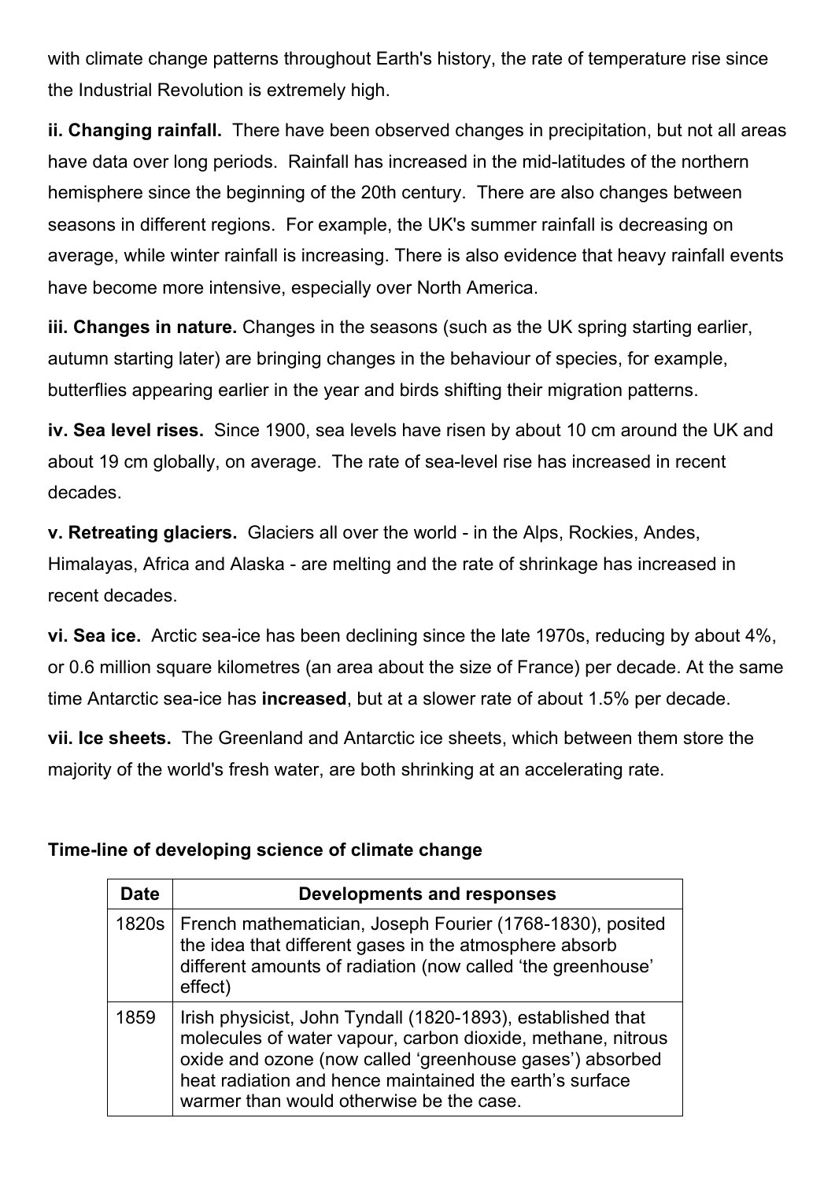with climate change patterns throughout Earth's history, the rate of temperature rise since the Industrial Revolution is extremely high.

**ii. Changing rainfall.** There have been observed changes in precipitation, but not all areas have data over long periods. Rainfall has increased in the mid-latitudes of the northern hemisphere since the beginning of the 20th century. There are also changes between seasons in different regions. For example, the UK's summer rainfall is decreasing on average, while winter rainfall is increasing. There is also evidence that heavy rainfall events have become more intensive, especially over North America.

**iii. Changes in nature.** Changes in the seasons (such as the UK spring starting earlier, autumn starting later) are bringing changes in the behaviour of species, for example, butterflies appearing earlier in the year and birds shifting their migration patterns.

**iv. Sea level rises.** Since 1900, sea levels have risen by about 10 cm around the UK and about 19 cm globally, on average. The rate of sea-level rise has increased in recent decades.

**v. Retreating glaciers.** Glaciers all over the world - in the Alps, Rockies, Andes, Himalayas, Africa and Alaska - are melting and the rate of shrinkage has increased in recent decades.

**vi. Sea ice.** Arctic sea-ice has been declining since the late 1970s, reducing by about 4%, or 0.6 million square kilometres (an area about the size of France) per decade. At the same time Antarctic sea-ice has **increased**, but at a slower rate of about 1.5% per decade.

**vii. Ice sheets.** The Greenland and Antarctic ice sheets, which between them store the majority of the world's fresh water, are both shrinking at an accelerating rate.

**Time-line of developing science of climate change**

| Date | Developments and responses |
|---|---|
| 1820s | French mathematician, Joseph Fourier (1768-1830), posited the idea that different gases in the atmosphere absorb different amounts of radiation (now called 'the greenhouse' effect) |
| 1859 | Irish physicist, John Tyndall (1820-1893), established that molecules of water vapour, carbon dioxide, methane, nitrous oxide and ozone (now called 'greenhouse gases') absorbed heat radiation and hence maintained the earth's surface warmer than would otherwise be the case. |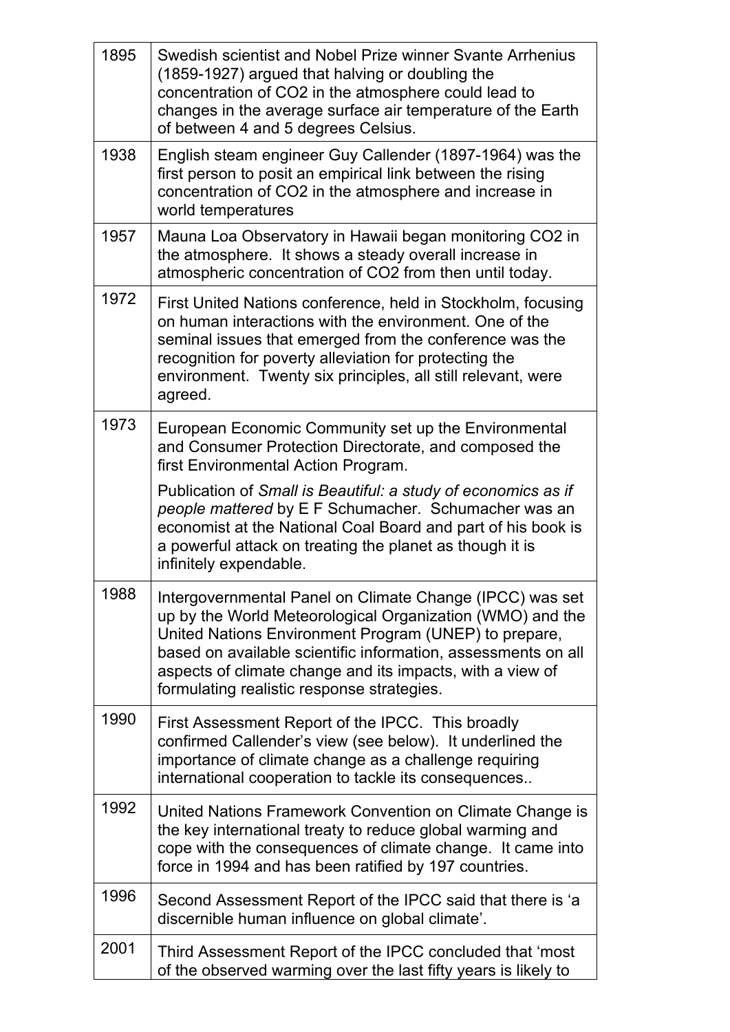| | |
|---|---|
| 1895 | Swedish scientist and Nobel Prize winner Svante Arrhenius (1859-1927) argued that halving or doubling the concentration of $CO_2$ in the atmosphere could lead to changes in the average surface air temperature of the Earth of between 4 and 5 degrees Celsius. |
| 1938 | English steam engineer Guy Callender (1897-1964) was the first person to posit an empirical link between the rising concentration of $CO_2$ in the atmosphere and increase in world temperatures |
| 1957 | Mauna Loa Observatory in Hawaii began monitoring $CO_2$ in the atmosphere. It shows a steady overall increase in atmospheric concentration of $CO_2$ from then until today. |
| 1972 | First United Nations conference, held in Stockholm, focusing on human interactions with the environment. One of the seminal issues that emerged from the conference was the recognition for poverty alleviation for protecting the environment. Twenty six principles, all still relevant, were agreed. |
| 1973 | European Economic Community set up the Environmental and Consumer Protection Directorate, and composed the first Environmental Action Program.<br><br>Publication of *Small is Beautiful: a study of economics as if people mattered* by E F Schumacher. Schumacher was an economist at the National Coal Board and part of his book is a powerful attack on treating the planet as though it is infinitely expendable. |
| 1988 | Intergovernmental Panel on Climate Change (IPCC) was set up by the World Meteorological Organization (WMO) and the United Nations Environment Program (UNEP) to prepare, based on available scientific information, assessments on all aspects of climate change and its impacts, with a view of formulating realistic response strategies. |
| 1990 | First Assessment Report of the IPCC. This broadly confirmed Callender's view (see below). It underlined the importance of climate change as a challenge requiring international cooperation to tackle its consequences.. |
| 1992 | United Nations Framework Convention on Climate Change is the key international treaty to reduce global warming and cope with the consequences of climate change. It came into force in 1994 and has been ratified by 197 countries. |
| 1996 | Second Assessment Report of the IPCC said that there is 'a discernible human influence on global climate'. |
| 2001 | Third Assessment Report of the IPCC concluded that 'most of the observed warming over the last fifty years is likely to |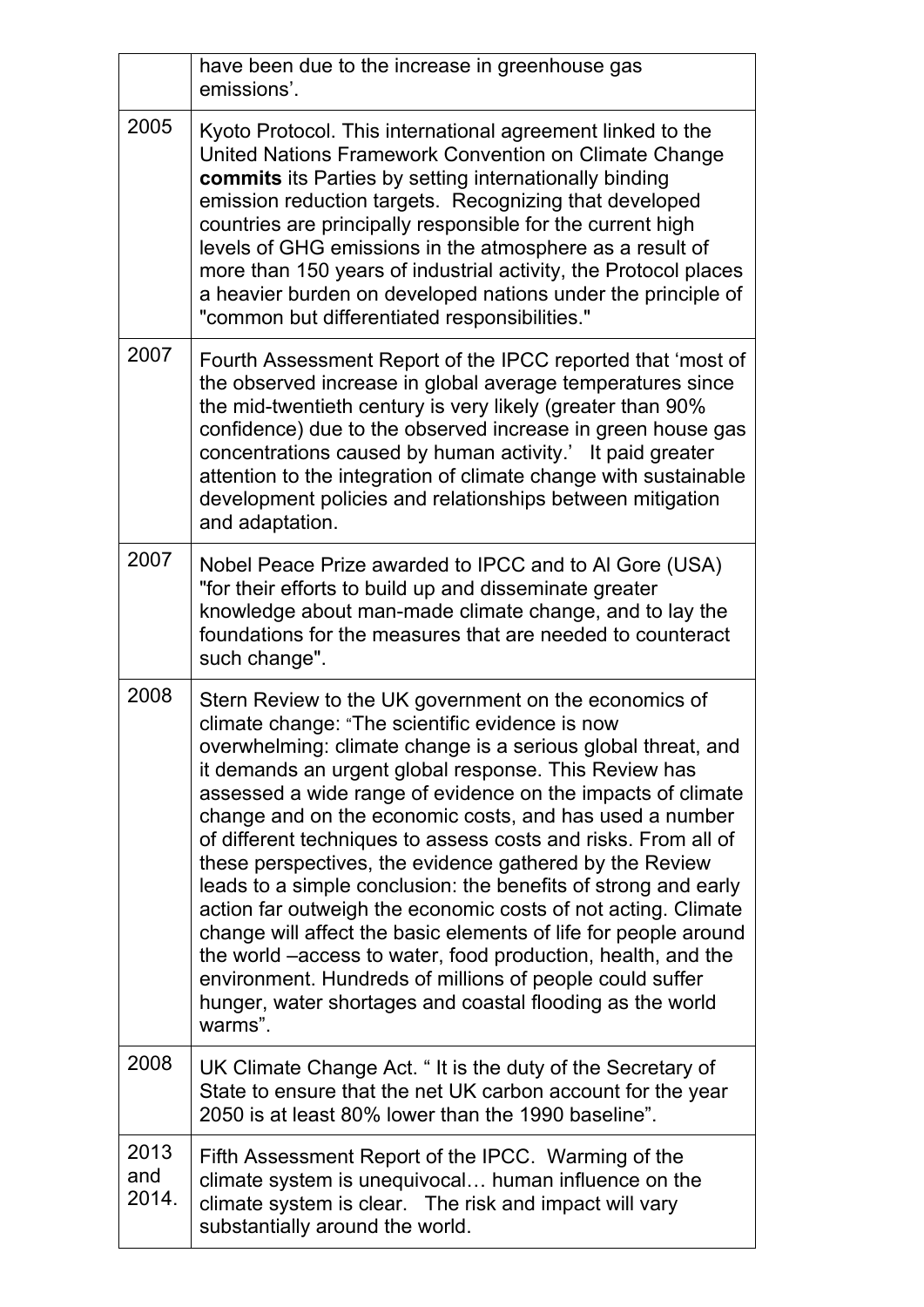| | |
|---|---|
| | have been due to the increase in greenhouse gas emissions’. |
| 2005 | Kyoto Protocol. This international agreement linked to the United Nations Framework Convention on Climate Change **commits** its Parties by setting internationally binding emission reduction targets. Recognizing that developed countries are principally responsible for the current high levels of GHG emissions in the atmosphere as a result of more than 150 years of industrial activity, the Protocol places a heavier burden on developed nations under the principle of "common but differentiated responsibilities." |
| 2007 | Fourth Assessment Report of the IPCC reported that ‘most of the observed increase in global average temperatures since the mid-twentieth century is very likely (greater than 90% confidence) due to the observed increase in green house gas concentrations caused by human activity.’ It paid greater attention to the integration of climate change with sustainable development policies and relationships between mitigation and adaptation. |
| 2007 | Nobel Peace Prize awarded to IPCC and to Al Gore (USA) "for their efforts to build up and disseminate greater knowledge about man-made climate change, and to lay the foundations for the measures that are needed to counteract such change". |
| 2008 | Stern Review to the UK government on the economics of climate change: "The scientific evidence is now overwhelming: climate change is a serious global threat, and it demands an urgent global response. This Review has assessed a wide range of evidence on the impacts of climate change and on the economic costs, and has used a number of different techniques to assess costs and risks. From all of these perspectives, the evidence gathered by the Review leads to a simple conclusion: the benefits of strong and early action far outweigh the economic costs of not acting. Climate change will affect the basic elements of life for people around the world –access to water, food production, health, and the environment. Hundreds of millions of people could suffer hunger, water shortages and coastal flooding as the world warms”. |
| 2008 | UK Climate Change Act. “ It is the duty of the Secretary of State to ensure that the net UK carbon account for the year 2050 is at least 80% lower than the 1990 baseline”. |
| 2013 and 2014. | Fifth Assessment Report of the IPCC. Warming of the climate system is unequivocal… human influence on the climate system is clear. The risk and impact will vary substantially around the world. |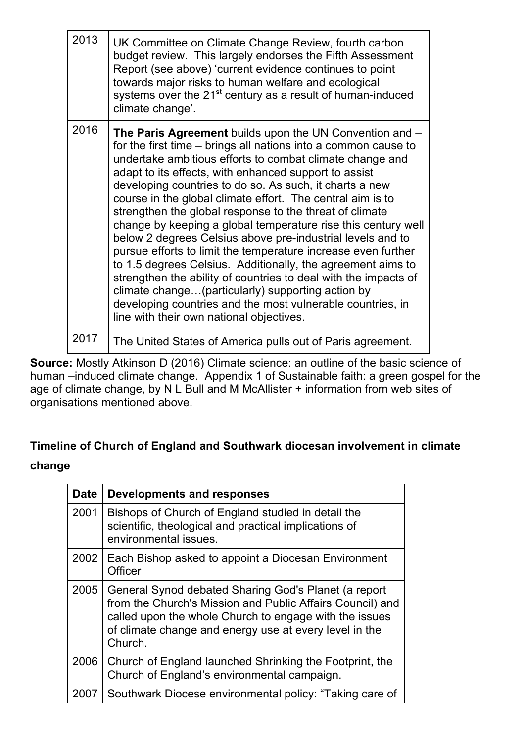| | |
|---|---|
| 2013 | UK Committee on Climate Change Review, fourth carbon budget review. This largely endorses the Fifth Assessment Report (see above) 'current evidence continues to point towards major risks to human welfare and ecological systems over the 21st century as a result of human-induced climate change'. |
| 2016 | **The Paris Agreement** builds upon the UN Convention and – for the first time – brings all nations into a common cause to undertake ambitious efforts to combat climate change and adapt to its effects, with enhanced support to assist developing countries to do so. As such, it charts a new course in the global climate effort. The central aim is to strengthen the global response to the threat of climate change by keeping a global temperature rise this century well below 2 degrees Celsius above pre-industrial levels and to pursue efforts to limit the temperature increase even further to 1.5 degrees Celsius. Additionally, the agreement aims to strengthen the ability of countries to deal with the impacts of climate change…(particularly) supporting action by developing countries and the most vulnerable countries, in line with their own national objectives. |
| 2017 | The United States of America pulls out of Paris agreement. |

**Source:** Mostly Atkinson D (2016) Climate science: an outline of the basic science of human –induced climate change. Appendix 1 of Sustainable faith: a green gospel for the age of climate change, by N L Bull and M McAllister + information from web sites of organisations mentioned above.

**Timeline of Church of England and Southwark diocesan involvement in climate change**

| Date | Developments and responses |
|---|---|
| 2001 | Bishops of Church of England studied in detail the scientific, theological and practical implications of environmental issues. |
| 2002 | Each Bishop asked to appoint a Diocesan Environment Officer |
| 2005 | General Synod debated Sharing God's Planet (a report from the Church's Mission and Public Affairs Council) and called upon the whole Church to engage with the issues of climate change and energy use at every level in the Church. |
| 2006 | Church of England launched Shrinking the Footprint, the Church of England's environmental campaign. |
| 2007 | Southwark Diocese environmental policy: "Taking care of |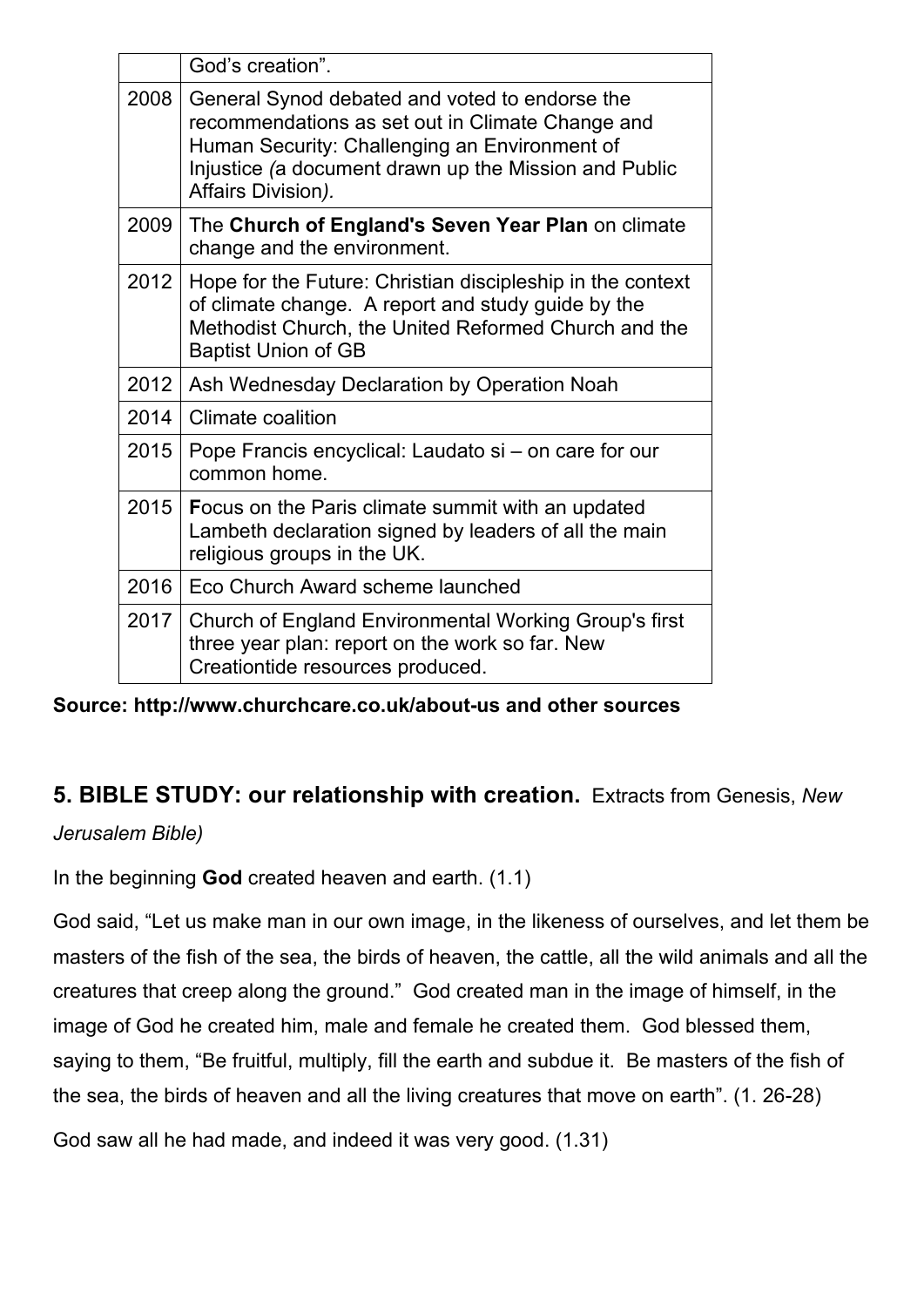|  |  |
| --- | --- |
|  | God's creation". |
| 2008 | General Synod debated and voted to endorse the recommendations as set out in Climate Change and Human Security: Challenging an Environment of Injustice *(*a document drawn up the Mission and Public Affairs Division*).* |
| 2009 | The **Church of England's Seven Year Plan** on climate change and the environment. |
| 2012 | Hope for the Future: Christian discipleship in the context of climate change. A report and study guide by the Methodist Church, the United Reformed Church and the Baptist Union of GB |
| 2012 | Ash Wednesday Declaration by Operation Noah |
| 2014 | Climate coalition |
| 2015 | Pope Francis encyclical: Laudato si – on care for our common home. |
| 2015 | **F**ocus on the Paris climate summit with an updated Lambeth declaration signed by leaders of all the main religious groups in the UK. |
| 2016 | Eco Church Award scheme launched |
| 2017 | Church of England Environmental Working Group's first three year plan: report on the work so far. New Creationtide resources produced. |

**Source: http://www.churchcare.co.uk/about-us and other sources**

## 5. BIBLE STUDY: our relationship with creation. Extracts from Genesis, *New Jerusalem Bible)*

In the beginning **God** created heaven and earth. (1.1)

God said, "Let us make man in our own image, in the likeness of ourselves, and let them be masters of the fish of the sea, the birds of heaven, the cattle, all the wild animals and all the creatures that creep along the ground." God created man in the image of himself, in the image of God he created him, male and female he created them. God blessed them, saying to them, "Be fruitful, multiply, fill the earth and subdue it. Be masters of the fish of the sea, the birds of heaven and all the living creatures that move on earth". (1. 26-28)

God saw all he had made, and indeed it was very good. (1.31)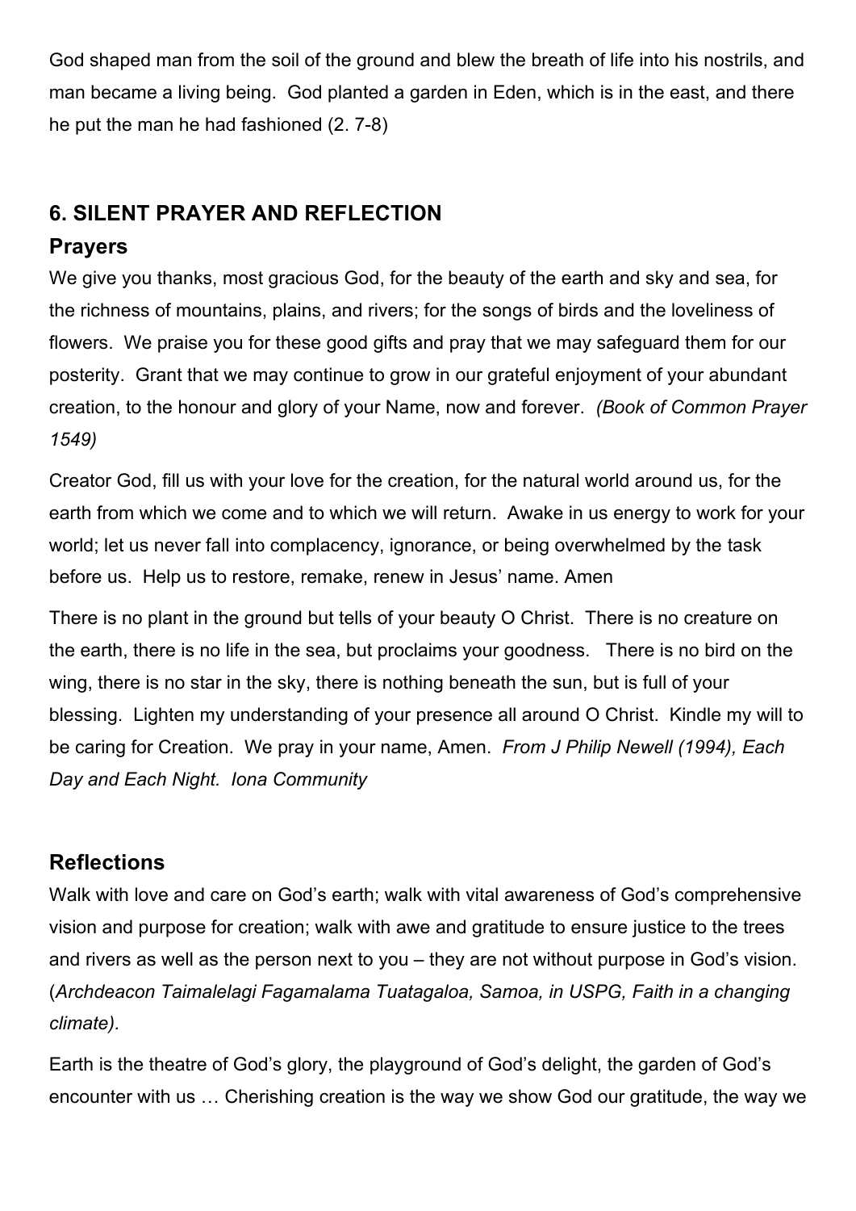God shaped man from the soil of the ground and blew the breath of life into his nostrils, and man became a living being. God planted a garden in Eden, which is in the east, and there he put the man he had fashioned (2. 7-8)

## 6. SILENT PRAYER AND REFLECTION

### Prayers

We give you thanks, most gracious God, for the beauty of the earth and sky and sea, for the richness of mountains, plains, and rivers; for the songs of birds and the loveliness of flowers. We praise you for these good gifts and pray that we may safeguard them for our posterity. Grant that we may continue to grow in our grateful enjoyment of your abundant creation, to the honour and glory of your Name, now and forever. *(Book of Common Prayer 1549)*

Creator God, fill us with your love for the creation, for the natural world around us, for the earth from which we come and to which we will return. Awake in us energy to work for your world; let us never fall into complacency, ignorance, or being overwhelmed by the task before us. Help us to restore, remake, renew in Jesus' name. Amen

There is no plant in the ground but tells of your beauty O Christ. There is no creature on the earth, there is no life in the sea, but proclaims your goodness. There is no bird on the wing, there is no star in the sky, there is nothing beneath the sun, but is full of your blessing. Lighten my understanding of your presence all around O Christ. Kindle my will to be caring for Creation. We pray in your name, Amen. *From J Philip Newell (1994), Each Day and Each Night. Iona Community*

### Reflections

Walk with love and care on God's earth; walk with vital awareness of God's comprehensive vision and purpose for creation; walk with awe and gratitude to ensure justice to the trees and rivers as well as the person next to you – they are not without purpose in God's vision. (*Archdeacon Taimalelagi Fagamalama Tuatagaloa, Samoa, in USPG, Faith in a changing climate).*

Earth is the theatre of God's glory, the playground of God's delight, the garden of God's encounter with us … Cherishing creation is the way we show God our gratitude, the way we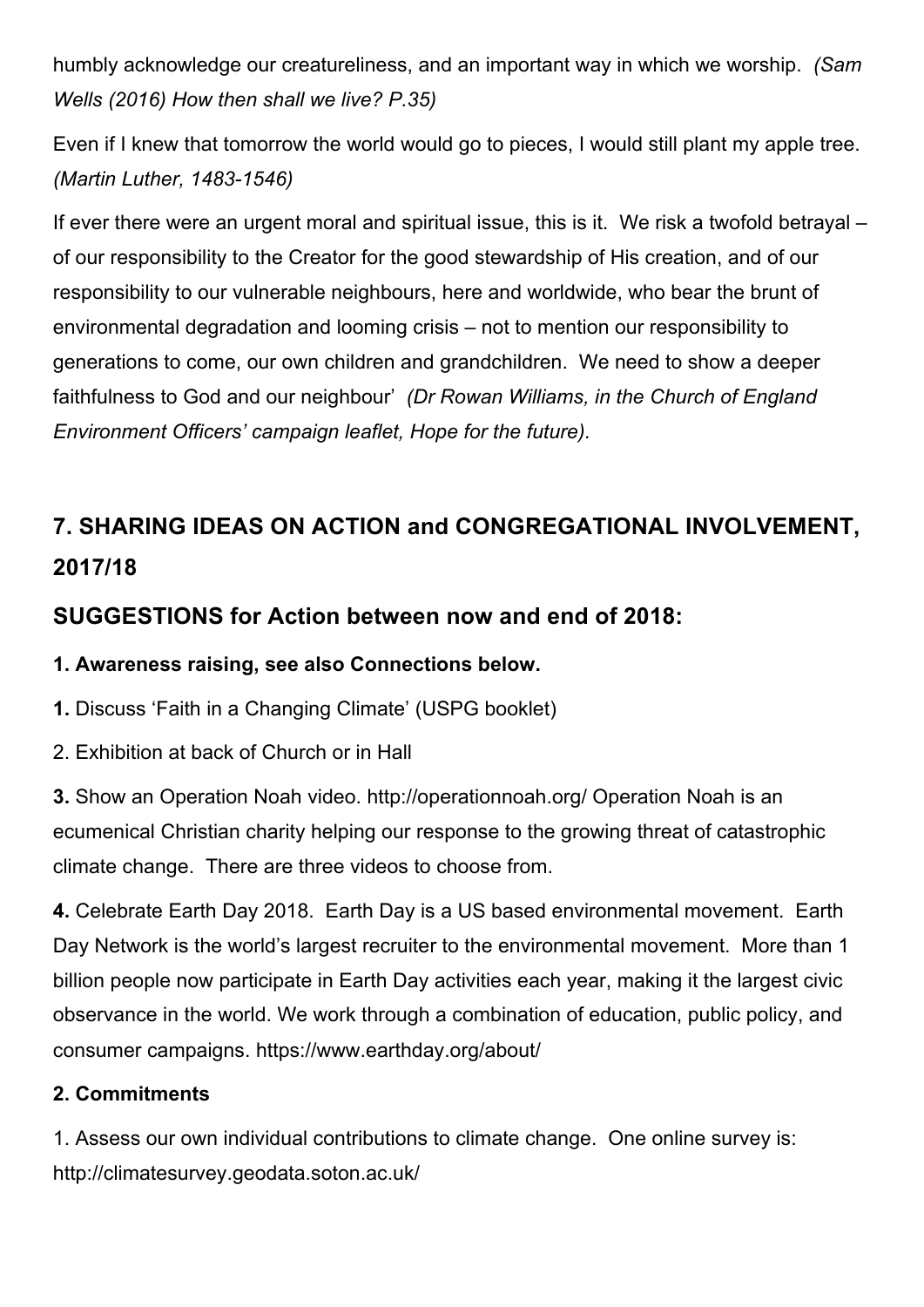humbly acknowledge our creatureliness, and an important way in which we worship. *(Sam Wells (2016) How then shall we live? P.35)*

Even if I knew that tomorrow the world would go to pieces, I would still plant my apple tree. *(Martin Luther, 1483-1546)*

If ever there were an urgent moral and spiritual issue, this is it. We risk a twofold betrayal – of our responsibility to the Creator for the good stewardship of His creation, and of our responsibility to our vulnerable neighbours, here and worldwide, who bear the brunt of environmental degradation and looming crisis – not to mention our responsibility to generations to come, our own children and grandchildren. We need to show a deeper faithfulness to God and our neighbour' *(Dr Rowan Williams, in the Church of England Environment Officers' campaign leaflet, Hope for the future).*

## 7. SHARING IDEAS ON ACTION and CONGREGATIONAL INVOLVEMENT, 2017/18

### SUGGESTIONS for Action between now and end of 2018:

**1. Awareness raising, see also Connections below.**

**1.** Discuss 'Faith in a Changing Climate' (USPG booklet)

2. Exhibition at back of Church or in Hall

**3.** Show an Operation Noah video. http://operationnoah.org/ Operation Noah is an ecumenical Christian charity helping our response to the growing threat of catastrophic climate change. There are three videos to choose from.

**4.** Celebrate Earth Day 2018. Earth Day is a US based environmental movement. Earth Day Network is the world's largest recruiter to the environmental movement. More than 1 billion people now participate in Earth Day activities each year, making it the largest civic observance in the world. We work through a combination of education, public policy, and consumer campaigns. https://www.earthday.org/about/

**2. Commitments**

1. Assess our own individual contributions to climate change. One online survey is: http://climatesurvey.geodata.soton.ac.uk/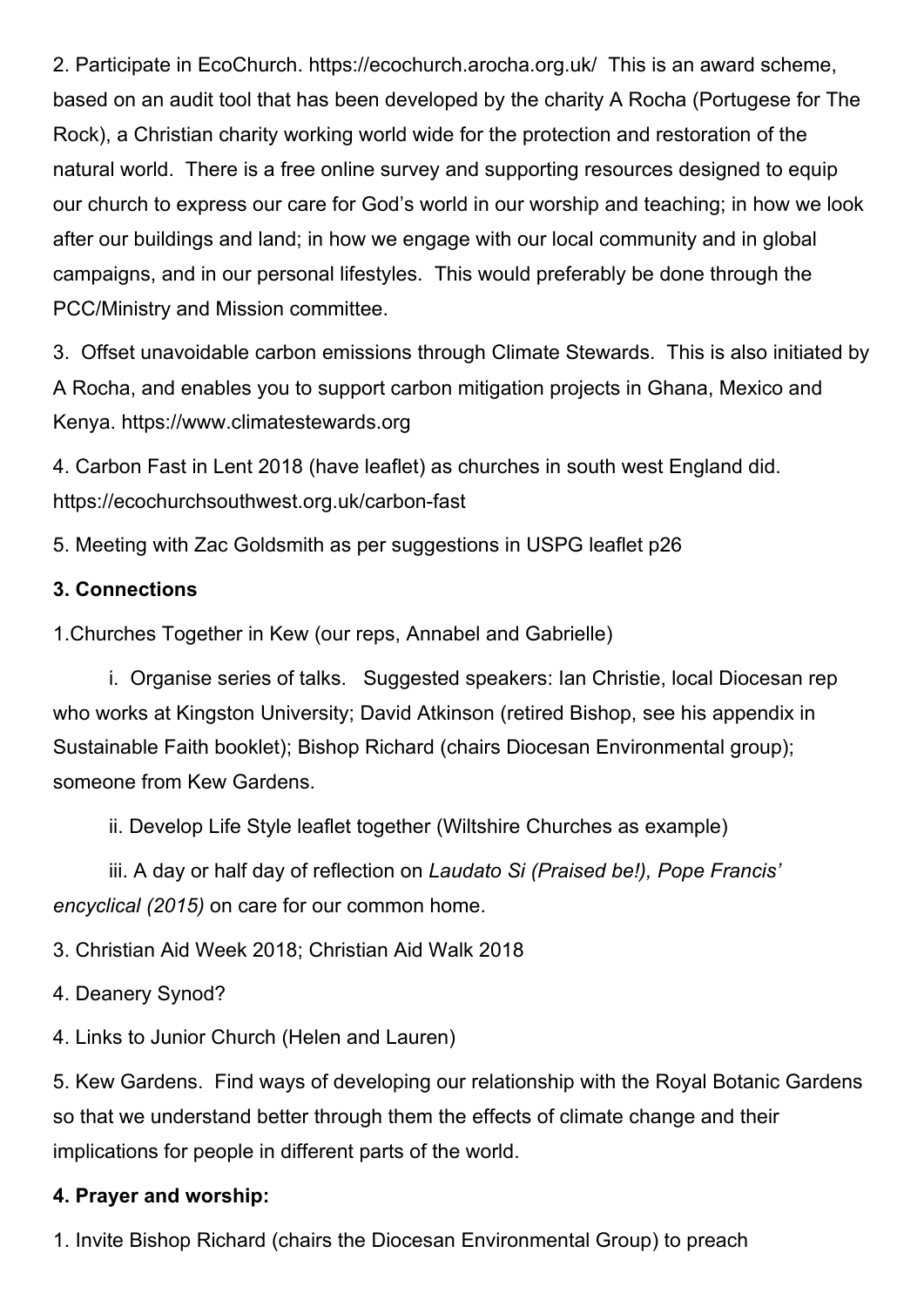2. Participate in EcoChurch. https://ecochurch.arocha.org.uk/ This is an award scheme, based on an audit tool that has been developed by the charity A Rocha (Portugese for The Rock), a Christian charity working world wide for the protection and restoration of the natural world. There is a free online survey and supporting resources designed to equip our church to express our care for God's world in our worship and teaching; in how we look after our buildings and land; in how we engage with our local community and in global campaigns, and in our personal lifestyles. This would preferably be done through the PCC/Ministry and Mission committee.

3. Offset unavoidable carbon emissions through Climate Stewards. This is also initiated by A Rocha, and enables you to support carbon mitigation projects in Ghana, Mexico and Kenya. https://www.climatestewards.org

4. Carbon Fast in Lent 2018 (have leaflet) as churches in south west England did. https://ecochurchsouthwest.org.uk/carbon-fast

5. Meeting with Zac Goldsmith as per suggestions in USPG leaflet p26

**3. Connections**

1.Churches Together in Kew (our reps, Annabel and Gabrielle)

i. Organise series of talks. Suggested speakers: Ian Christie, local Diocesan rep who works at Kingston University; David Atkinson (retired Bishop, see his appendix in Sustainable Faith booklet); Bishop Richard (chairs Diocesan Environmental group); someone from Kew Gardens.

ii. Develop Life Style leaflet together (Wiltshire Churches as example)

iii. A day or half day of reflection on *Laudato Si (Praised be!), Pope Francis' encyclical (2015)* on care for our common home.

3. Christian Aid Week 2018; Christian Aid Walk 2018

4. Deanery Synod?

4. Links to Junior Church (Helen and Lauren)

5. Kew Gardens. Find ways of developing our relationship with the Royal Botanic Gardens so that we understand better through them the effects of climate change and their implications for people in different parts of the world.

**4. Prayer and worship:**

1. Invite Bishop Richard (chairs the Diocesan Environmental Group) to preach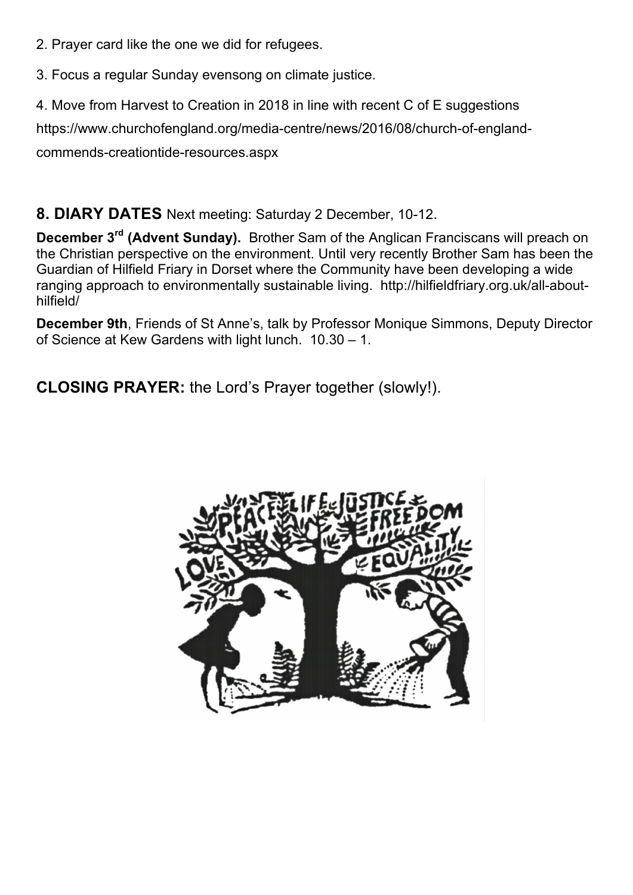2. Prayer card like the one we did for refugees.

3. Focus a regular Sunday evensong on climate justice.

4. Move from Harvest to Creation in 2018 in line with recent C of E suggestions https://www.churchofengland.org/media-centre/news/2016/08/church-of-england-commends-creationtide-resources.aspx

## 8. DIARY DATES Next meeting: Saturday 2 December, 10-12.

**December 3rd (Advent Sunday).** Brother Sam of the Anglican Franciscans will preach on the Christian perspective on the environment. Until very recently Brother Sam has been the Guardian of Hilfield Friary in Dorset where the Community have been developing a wide ranging approach to environmentally sustainable living. http://hilfieldfriary.org.uk/all-about-hilfield/

**December 9th**, Friends of St Anne's, talk by Professor Monique Simmons, Deputy Director of Science at Kew Gardens with light lunch. 10.30 – 1.

## CLOSING PRAYER: the Lord's Prayer together (slowly!).